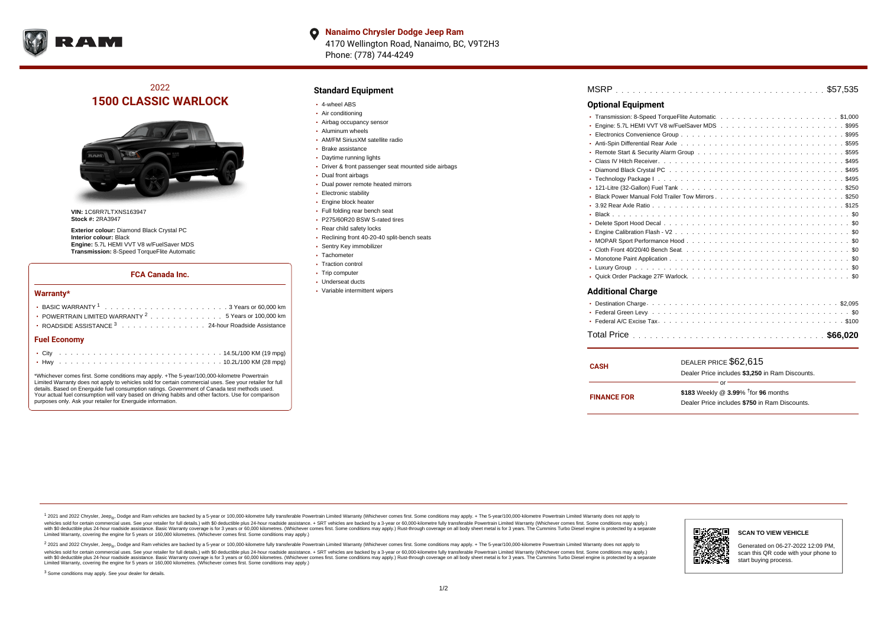**Nanaimo Chrysler Dodge Jeep Ram**
4170 Wellington Road, Nanaimo, BC, V9T2H3
Phone: (778) 744-4249

## 2022
# 1500 CLASSIC WARLOCK

**VIN:** 1C6RR7LTXNS163947
**Stock #:** 2RA3947

**Exterior colour:** Diamond Black Crystal PC
**Interior colour:** Black
**Engine:** 5.7L HEMI VVT V8 w/FuelSaver MDS
**Transmission:** 8-Speed TorqueFlite Automatic

### FCA Canada Inc.

### Warranty*

- BASIC WARRANTY [1] . . . . . 3 Years or 60,000 km
- POWERTRAIN LIMITED WARRANTY [2] . . . . . 5 Years or 100,000 km
- ROADSIDE ASSISTANCE [3] . . . . . 24-hour Roadside Assistance

### Fuel Economy

- City . . . . . 14.5L/100 KM (19 mpg)
- Hwy . . . . . 10.2L/100 KM (28 mpg)

*Whichever comes first. Some conditions may apply. +The 5-year/100,000-kilometre Powertrain Limited Warranty does not apply to vehicles sold for certain commercial uses. See your retailer for full details. Based on Energuide fuel consumption ratings. Government of Canada test methods used. Your actual fuel consumption will vary based on driving habits and other factors. Use for comparison purposes only. Ask your retailer for Energuide information.

## Standard Equipment

- 4-wheel ABS
- Air conditioning
- Airbag occupancy sensor
- Aluminum wheels
- AM/FM SiriusXM satellite radio
- Brake assistance
- Daytime running lights
- Driver & front passenger seat mounted side airbags
- Dual front airbags
- Dual power remote heated mirrors
- Electronic stability
- Engine block heater
- Full folding rear bench seat
- P275/60R20 BSW S-rated tires
- Rear child safety locks
- Reclining front 40-20-40 split-bench seats
- Sentry Key immobilizer
- Tachometer
- Traction control
- Trip computer
- Underseat ducts
- Variable intermittent wipers

MSRP . . . . . $57,535

## Optional Equipment

- Transmission: 8-Speed TorqueFlite Automatic . . . . . $1,000
- Engine: 5.7L HEMI VVT V8 w/FuelSaver MDS . . . . . $995
- Electronics Convenience Group . . . . . $995
- Anti-Spin Differential Rear Axle . . . . . $595
- Remote Start & Security Alarm Group . . . . . $595
- Class IV Hitch Receiver . . . . . $495
- Diamond Black Crystal PC . . . . . $495
- Technology Package I . . . . . $495
- 121-Litre (32-Gallon) Fuel Tank . . . . . $250
- Black Power Manual Fold Trailer Tow Mirrors . . . . . $250
- 3.92 Rear Axle Ratio . . . . . $125
- Black . . . . . $0
- Delete Sport Hood Decal . . . . . $0
- Engine Calibration Flash - V2 . . . . . $0
- MOPAR Sport Performance Hood . . . . . $0
- Cloth Front 40/20/40 Bench Seat . . . . . $0
- Monotone Paint Application . . . . . $0
- Luxury Group . . . . . $0
- Quick Order Package 27F Warlock . . . . . $0

## Additional Charge

- Destination Charge . . . . . $2,095
- Federal Green Levy . . . . . $0
- Federal A/C Excise Tax . . . . . $100

Total Price . . . . . **$66,020**

| | |
|---|---|
| **CASH** | DEALER PRICE $62,615<br>Dealer Price includes **$3,250** in Ram Discounts. |
| | or |
| **FINANCE FOR** | **$183** Weekly @ **3.99**% †for **96** months<br>Dealer Price includes **$750** in Ram Discounts. |

[1] 2021 and 2022 Chrysler, Jeep®, Dodge and Ram vehicles are backed by a 5-year or 100,000-kilometre fully transferable Powertrain Limited Warranty (Whichever comes first. Some conditions may apply. + The 5-year/100,000-kilometre Powertrain Limited Warranty does not apply to vehicles sold for certain commercial uses. See your retailer for full details.) with $0 deductible plus 24-hour roadside assistance. + SRT vehicles are backed by a 3-year or 60,000-kilometre fully transferable Powertrain Limited Warranty (Whichever comes first. Some conditions may apply.) with $0 deductible plus 24-hour roadside assistance. Basic Warranty coverage is for 3 years or 60,000 kilometres. (Whichever comes first. Some conditions may apply.) Rust-through coverage on all body sheet metal is for 3 years. The Cummins Turbo Diesel engine is protected by a separate Limited Warranty, covering the engine for 5 years or 160,000 kilometres. (Whichever comes first. Some conditions may apply.)

[2] 2021 and 2022 Chrysler, Jeep®, Dodge and Ram vehicles are backed by a 5-year or 100,000-kilometre fully transferable Powertrain Limited Warranty (Whichever comes first. Some conditions may apply. + The 5-year/100,000-kilometre Powertrain Limited Warranty does not apply to vehicles sold for certain commercial uses. See your retailer for full details.) with $0 deductible plus 24-hour roadside assistance. + SRT vehicles are backed by a 3-year or 60,000-kilometre fully transferable Powertrain Limited Warranty (Whichever comes first. Some conditions may apply.) with $0 deductible plus 24-hour roadside assistance. Basic Warranty coverage is for 3 years or 60,000 kilometres. (Whichever comes first. Some conditions may apply.) Rust-through coverage on all body sheet metal is for 3 years. The Cummins Turbo Diesel engine is protected by a separate Limited Warranty, covering the engine for 5 years or 160,000 kilometres. (Whichever comes first. Some conditions may apply.)

[3] Some conditions may apply. See your dealer for details.

**SCAN TO VIEW VEHICLE**

Generated on 06-27-2022 12:09 PM, scan this QR code with your phone to start buying process.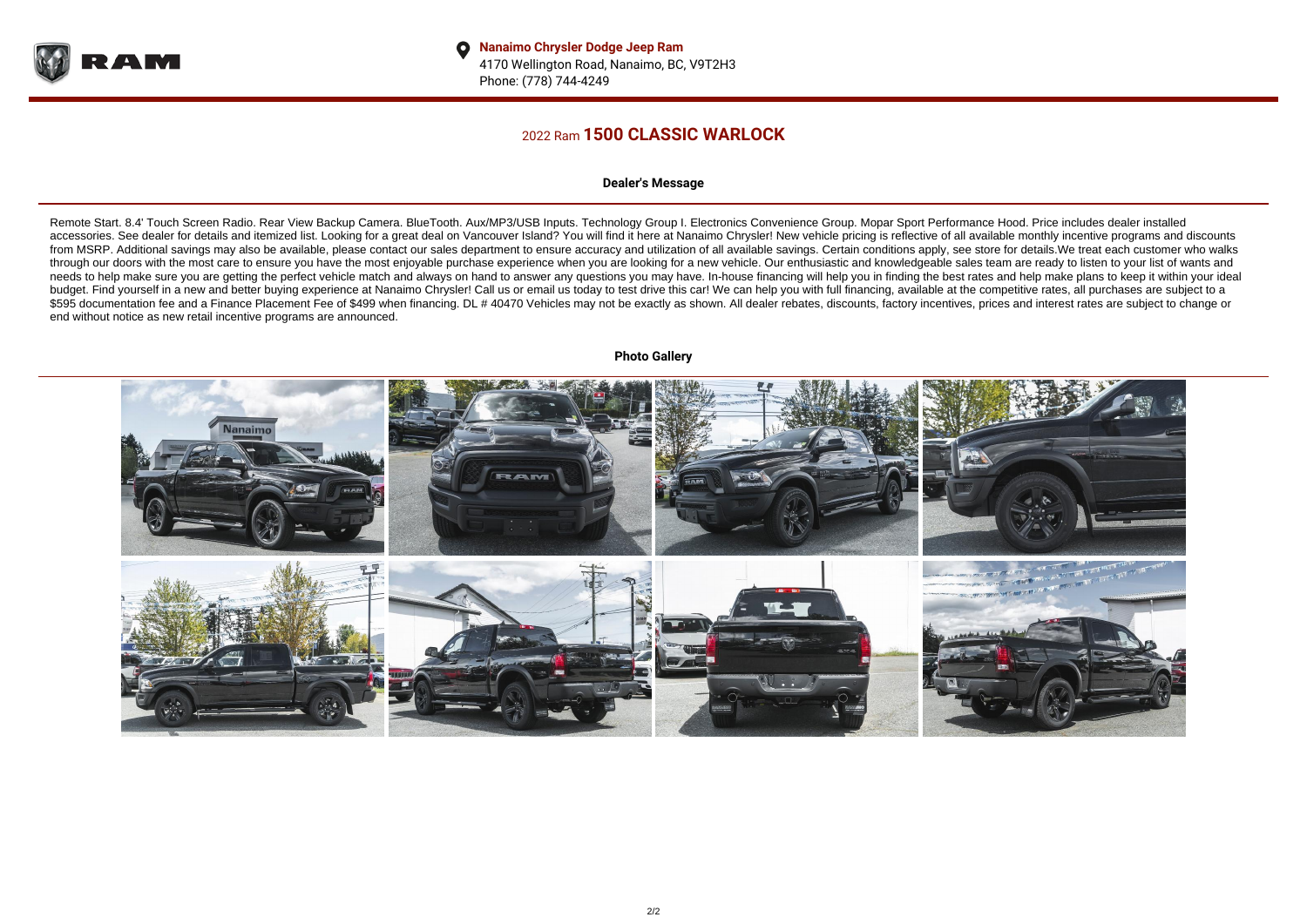**Nanaimo Chrysler Dodge Jeep Ram**
4170 Wellington Road, Nanaimo, BC, V9T2H3
Phone: (778) 744-4249

# 2022 Ram **1500 CLASSIC WARLOCK**

## Dealer's Message

Remote Start. 8.4' Touch Screen Radio. Rear View Backup Camera. BlueTooth. Aux/MP3/USB Inputs. Technology Group I. Electronics Convenience Group. Mopar Sport Performance Hood. Price includes dealer installed accessories. See dealer for details and itemized list. Looking for a great deal on Vancouver Island? You will find it here at Nanaimo Chrysler! New vehicle pricing is reflective of all available monthly incentive programs and discounts from MSRP. Additional savings may also be available, please contact our sales department to ensure accuracy and utilization of all available savings. Certain conditions apply, see store for details.We treat each customer who walks through our doors with the most care to ensure you have the most enjoyable purchase experience when you are looking for a new vehicle. Our enthusiastic and knowledgeable sales team are ready to listen to your list of wants and needs to help make sure you are getting the perfect vehicle match and always on hand to answer any questions you may have. In-house financing will help you in finding the best rates and help make plans to keep it within your ideal budget. Find yourself in a new and better buying experience at Nanaimo Chrysler! Call us or email us today to test drive this car! We can help you with full financing, available at the competitive rates, all purchases are subject to a $595 documentation fee and a Finance Placement Fee of $499 when financing. DL # 40470 Vehicles may not be exactly as shown. All dealer rebates, discounts, factory incentives, prices and interest rates are subject to change or end without notice as new retail incentive programs are announced.

## Photo Gallery